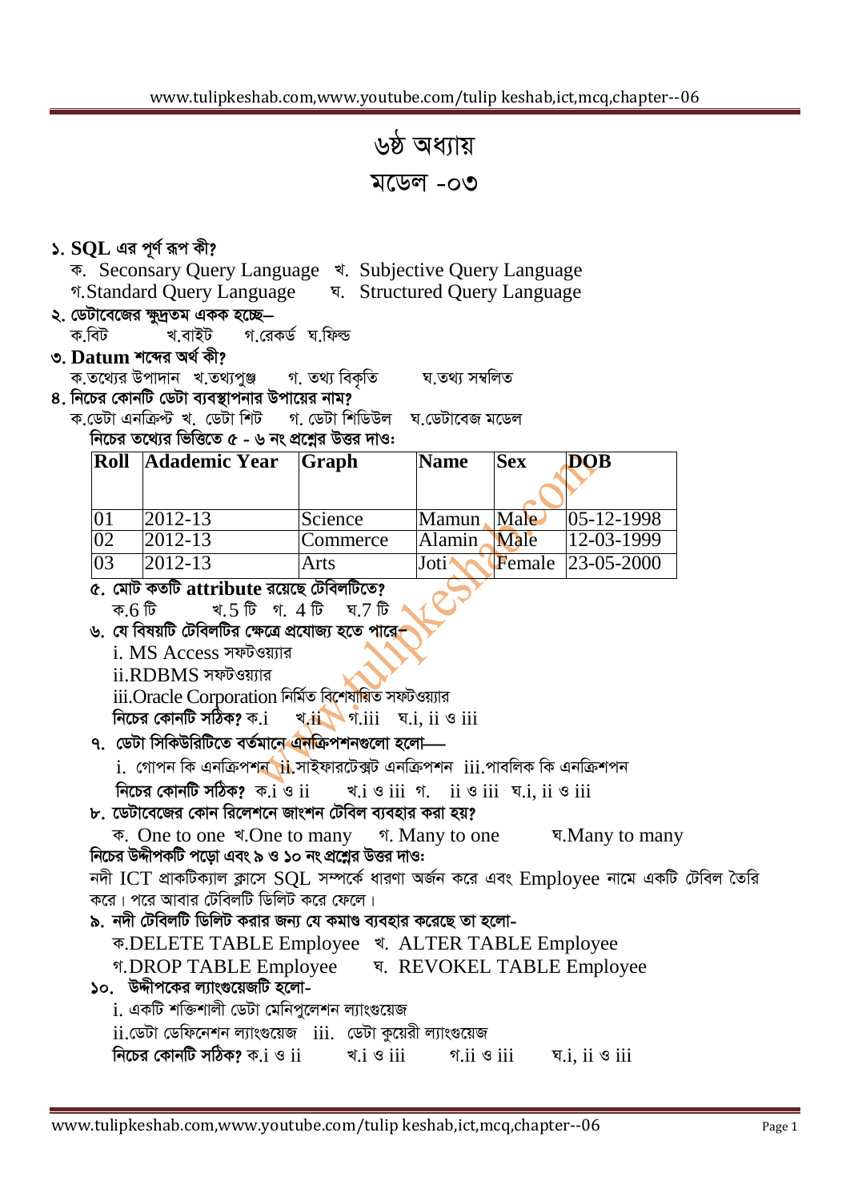# ৬ষ্ঠ অধ্যায়

## মডেল -০৩

**১. SQL এর পূর্ণ রূপ কী?**

ক. Seconsary Query Language খ. Subjective Query Language
গ.Standard Query Language ঘ. Structured Query Language

**২. ডেটাবেজের ক্ষুদ্রতম একক হচ্ছে–**

ক.বিট খ.বাইট গ.রেকর্ড ঘ.ফিল্ড

**৩. Datum শব্দের অর্থ কী?**

ক.তথ্যের উপাদান খ.তথ্যপুঞ্জ গ. তথ্য বিকৃতি ঘ.তথ্য সম্বলিত

**৪. নিচের কোনটি ডেটা ব্যবস্থাপনার উপায়ের নাম?**

ক.ডেটা এনক্রিপ্ট খ. ডেটা শিট গ. ডেটা শিডিউল ঘ.ডেটাবেজ মডেল

**নিচের তথ্যের ভিত্তিতে ৫ - ৬ নং প্রশ্নের উত্তর দাও:**

| Roll | Adademic Year | Graph | Name | Sex | DOB |
|---|---|---|---|---|---|
| 01 | 2012-13 | Science | Mamun | Male | 05-12-1998 |
| 02 | 2012-13 | Commerce | Alamin | Male | 12-03-1999 |
| 03 | 2012-13 | Arts | Joti | Female | 23-05-2000 |

**৫. মোট কতটি attribute রয়েছে টেবিলটিতে?**

ক.6 টি খ.5 টি গ. 4 টি ঘ.7 টি

**৬. যে বিষয়টি টেবিলটির ক্ষেত্রে প্রযোজ্য হতে পারে–**

i. MS Access সফটওয়্যার
ii.RDBMS সফটওয়্যার
iii.Oracle Corporation নির্মিত বিশেষায়িত সফটওয়্যার

**নিচের কোনটি সঠিক?** ক.i খ.ii গ.iii ঘ.i, ii ও iii

**৭. ডেটা সিকিউরিটিতে বর্তমানে এনক্রিপশনগুলো হলো—**

i. গোপন কি এনক্রিপশন ii.সাইফারটেক্সট এনক্রিপশন iii.পাবলিক কি এনক্রিশপন

**নিচের কোনটি সঠিক?** ক.i ও ii খ.i ও iii গ. ii ও iii ঘ.i, ii ও iii

**৮. ডেটাবেজের কোন রিলেশনে জাংশন টেবিল ব্যবহার করা হয়?**

ক. One to one খ.One to many গ. Many to one ঘ.Many to many

**নিচের উদ্দীপকটি পড়ো এবং ৯ ও ১০ নং প্রশ্নের উত্তর দাও:**

নদী ICT প্রাকটিক্যাল ক্লাসে SQL সম্পর্কে ধারণা অর্জন করে এবং Employee নামে একটি টেবিল তৈরি করে। পরে আবার টেবিলটি ডিলিট করে ফেলে।

**৯. নদী টেবিলটি ডিলিট করার জন্য যে কমাণ্ড ব্যবহার করেছে তা হলো-**

ক.DELETE TABLE Employee খ. ALTER TABLE Employee
গ.DROP TABLE Employee ঘ. REVOKEL TABLE Employee

**১০. উদ্দীপকের ল্যাংগুয়েজটি হলো-**

i. একটি শক্তিশালী ডেটা মেনিপুলেশন ল্যাংগুয়েজ
ii.ডেটা ডেফিনেশন ল্যাংগুয়েজ iii. ডেটা কুয়েরী ল্যাংগুয়েজ

**নিচের কোনটি সঠিক?** ক.i ও ii খ.i ও iii গ.ii ও iii ঘ.i, ii ও iii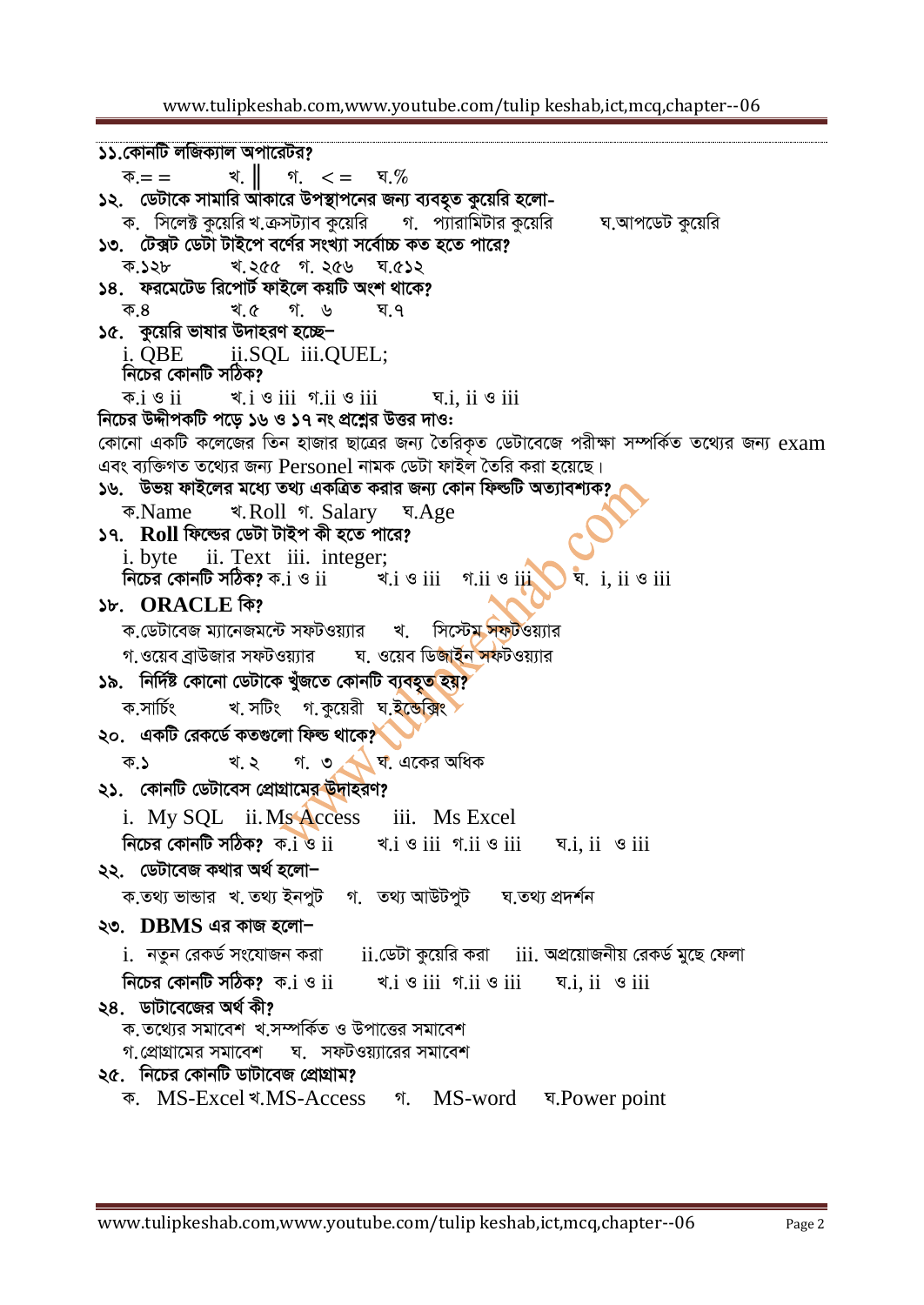**১১.কোনটি লজিক্যাল অপারেটর?**

ক.= =　　খ. ||　　গ. < =　　ঘ.%

**১২. ডেটাকে সামারি আকারে উপস্থাপনের জন্য ব্যবহৃত কুয়েরি হলো-**

ক. সিলেক্ট কুয়েরি খ.ক্রসট্যাব কুয়েরি　　গ. প্যারামিটার কুয়েরি　　ঘ.আপডেট কুয়েরি

**১৩. টেক্সট ডেটা টাইপে বর্ণের সংখ্যা সর্বোচ্চ কত হতে পারে?**

ক.১২৮　　খ.২৫৫　গ. ২৫৬　ঘ.৫১২

**১৪. ফরমেটেড রিপোর্ট ফাইলে কয়টি অংশ থাকে?**

ক.৪　　খ.৫　　গ. ৬　　ঘ.৭

**১৫. কুয়েরি ভাষার উদাহরণ হচ্ছে–**

i. QBE　　ii.SQL　iii.QUEL;

**নিচের কোনটি সঠিক?**

ক.i ও ii　　খ.i ও iii　গ.ii ও iii　　ঘ.i, ii ও iii

**নিচের উদ্দীপকটি পড়ে ১৬ ও ১৭ নং প্রশ্নের উত্তর দাওঃ**

কোনো একটি কলেজের তিন হাজার ছাত্রের জন্য তৈরিকৃত ডেটাবেজে পরীক্ষা সম্পর্কিত তথ্যের জন্য exam এবং ব্যক্তিগত তথ্যের জন্য Personel নামক ডেটা ফাইল তৈরি করা হয়েছে।

**১৬. উভয় ফাইলের মধ্যে তথ্য একত্রিত করার জন্য কোন ফিল্ডটি অত্যাবশ্যক?**

ক.Name　　খ.Roll　গ. Salary　ঘ.Age

**১৭. Roll ফিল্ডের ডেটা টাইপ কী হতে পারে?**

i. byte　　ii. Text　iii. integer;

**নিচের কোনটি সঠিক?** ক.i ও ii　　খ.i ও iii　গ.ii ও iii　ঘ. i, ii ও iii

**১৮. ORACLE কি?**

ক.ডেটাবেজ ম্যানেজমন্টে সফটওয়্যার　　খ. সিস্টেম সফটওয়্যার

গ.ওয়েব ব্রাউজার সফটওয়্যার　　ঘ. ওয়েব ডিজাইন সফটওয়্যার

**১৯. নির্দিষ্ট কোনো ডেটাকে খুঁজতে কোনটি ব্যবহৃত হয়?**

ক.সার্চিং　　খ. সটিং　গ. কুয়েরী　ঘ.ইন্ডেক্সিং

**২০. একটি রেকর্ডে কতগুলো ফিল্ড থাকে?**

ক.১　　খ. ২　　গ. ৩　　ঘ. একের অধিক

**২১. কোনটি ডেটাবেস প্রোগ্রামের উদাহরণ?**

i. My SQL　ii. Ms Access　　iii. Ms Excel

**নিচের কোনটি সঠিক?** ক.i ও ii　　খ.i ও iii　গ.ii ও iii　　ঘ.i, ii ও iii

**২২. ডেটাবেজ কথার অর্থ হলো–**

ক.তথ্য ভান্ডার　খ. তথ্য ইনপুট　　গ. তথ্য আউটপুট　　ঘ.তথ্য প্রদর্শন

**২৩. DBMS এর কাজ হলো–**

i. নতুন রেকর্ড সংযোজন করা　　ii.ডেটা কুয়েরি করা　　iii. অপ্রয়োজনীয় রেকর্ড মুছে ফেলা

**নিচের কোনটি সঠিক?** ক.i ও ii　　খ.i ও iii　গ.ii ও iii　　ঘ.i, ii ও iii

**২৪. ডাটাবেজের অর্থ কী?**

ক.তথ্যের সমাবেশ　খ.সম্পর্কিত ও উপাত্তের সমাবেশ

গ.প্রোগ্রামের সমাবেশ　　ঘ. সফটওয়্যারের সমাবেশ

**২৫. নিচের কোনটি ডাটাবেজ প্রোগ্রাম?**

ক. MS-Excel খ.MS-Access　　গ. MS-word　　ঘ.Power point